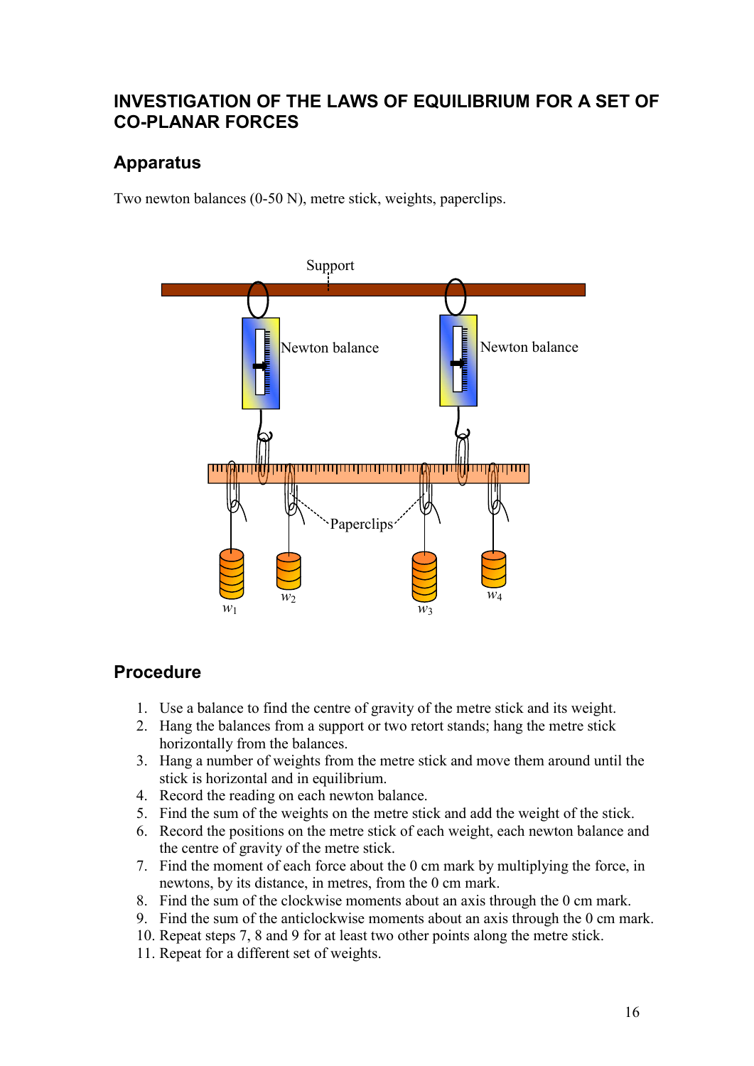## INVESTIGATION OF THE LAWS OF EQUILIBRIUM FOR A SET OF CO-PLANAR FORCES

### Apparatus

Two newton balances (0-50 N), metre stick, weights, paperclips.

### Procedure

1. Use a balance to find the centre of gravity of the metre stick and its weight.
2. Hang the balances from a support or two retort stands; hang the metre stick horizontally from the balances.
3. Hang a number of weights from the metre stick and move them around until the stick is horizontal and in equilibrium.
4. Record the reading on each newton balance.
5. Find the sum of the weights on the metre stick and add the weight of the stick.
6. Record the positions on the metre stick of each weight, each newton balance and the centre of gravity of the metre stick.
7. Find the moment of each force about the 0 cm mark by multiplying the force, in newtons, by its distance, in metres, from the 0 cm mark.
8. Find the sum of the clockwise moments about an axis through the 0 cm mark.
9. Find the sum of the anticlockwise moments about an axis through the 0 cm mark.
10. Repeat steps 7, 8 and 9 for at least two other points along the metre stick.
11. Repeat for a different set of weights.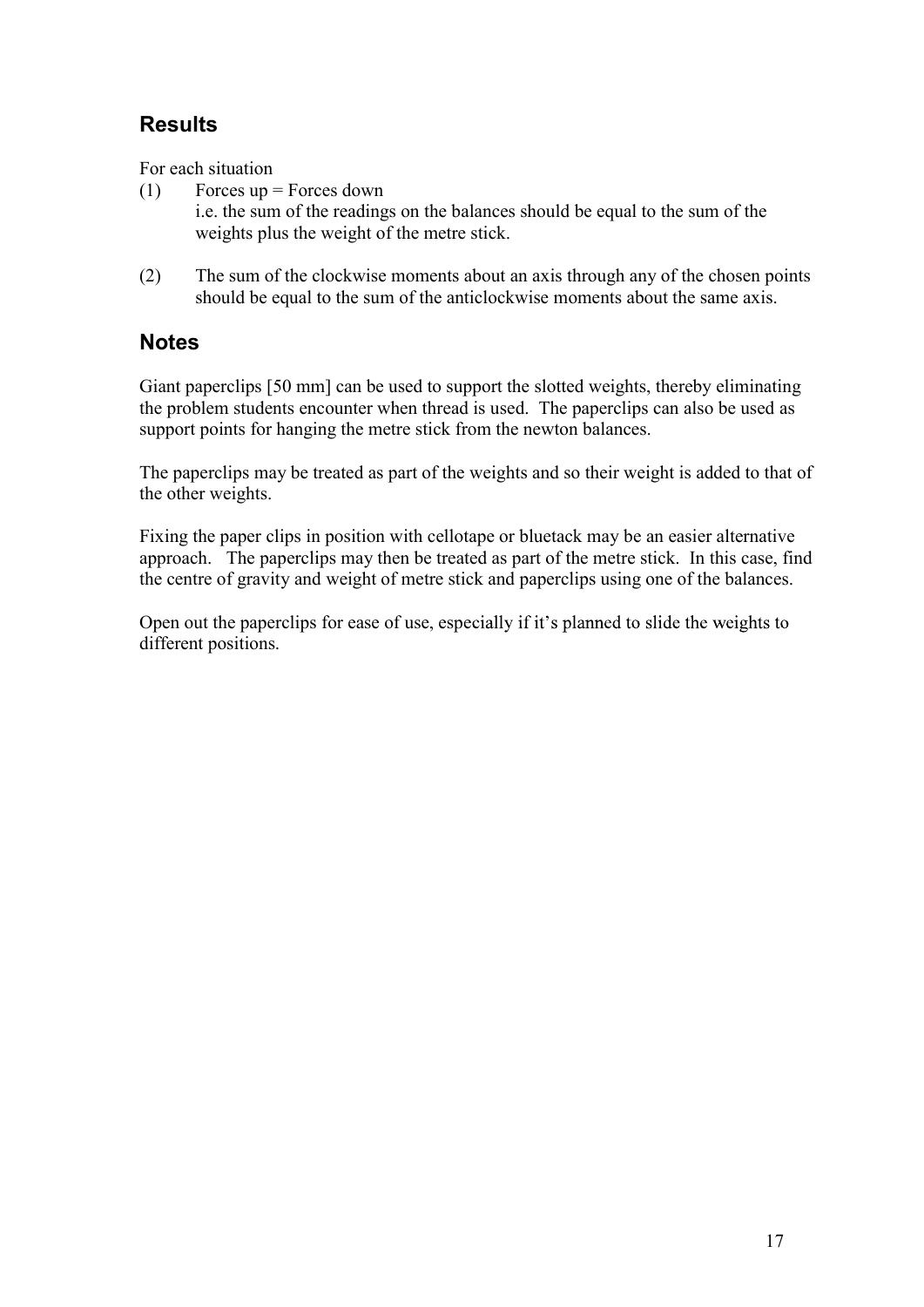## Results

For each situation

(1) Forces up = Forces down
i.e. the sum of the readings on the balances should be equal to the sum of the weights plus the weight of the metre stick.

(2) The sum of the clockwise moments about an axis through any of the chosen points should be equal to the sum of the anticlockwise moments about the same axis.

## Notes

Giant paperclips [50 mm] can be used to support the slotted weights, thereby eliminating the problem students encounter when thread is used. The paperclips can also be used as support points for hanging the metre stick from the newton balances.

The paperclips may be treated as part of the weights and so their weight is added to that of the other weights.

Fixing the paper clips in position with cellotape or bluetack may be an easier alternative approach. The paperclips may then be treated as part of the metre stick. In this case, find the centre of gravity and weight of metre stick and paperclips using one of the balances.

Open out the paperclips for ease of use, especially if it's planned to slide the weights to different positions.